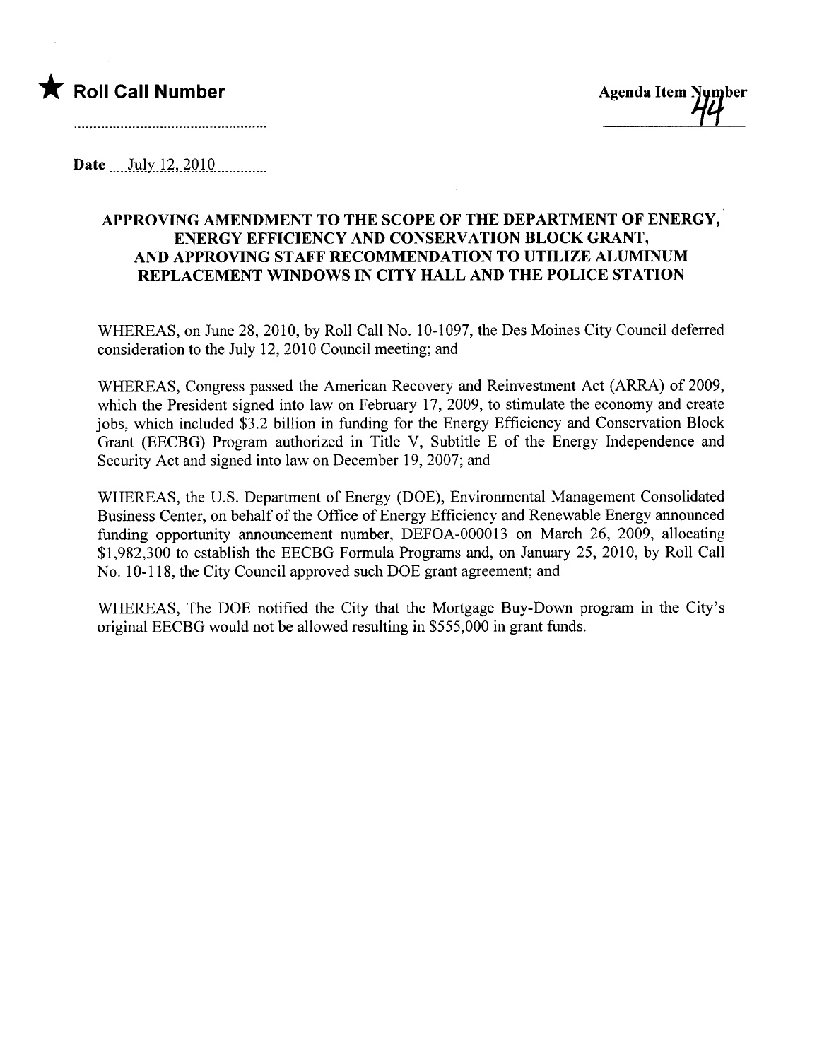★ **Roll Call Number**

**Agenda Item Number** 44

Date July 12, 2010

## APPROVING AMENDMENT TO THE SCOPE OF THE DEPARTMENT OF ENERGY, ENERGY EFFICIENCY AND CONSERVATION BLOCK GRANT, AND APPROVING STAFF RECOMMENDATION TO UTILIZE ALUMINUM REPLACEMENT WINDOWS IN CITY HALL AND THE POLICE STATION

WHEREAS, on June 28, 2010, by Roll Call No. 10-1097, the Des Moines City Council deferred consideration to the July 12, 2010 Council meeting; and

WHEREAS, Congress passed the American Recovery and Reinvestment Act (ARRA) of 2009, which the President signed into law on February 17, 2009, to stimulate the economy and create jobs, which included $3.2 billion in funding for the Energy Efficiency and Conservation Block Grant (EECBG) Program authorized in Title V, Subtitle E of the Energy Independence and Security Act and signed into law on December 19, 2007; and

WHEREAS, the U.S. Department of Energy (DOE), Environmental Management Consolidated Business Center, on behalf of the Office of Energy Efficiency and Renewable Energy announced funding opportunity announcement number, DEFOA-000013 on March 26, 2009, allocating $1,982,300 to establish the EECBG Formula Programs and, on January 25, 2010, by Roll Call No. 10-118, the City Council approved such DOE grant agreement; and

WHEREAS, The DOE notified the City that the Mortgage Buy-Down program in the City's original EECBG would not be allowed resulting in $555,000 in grant funds.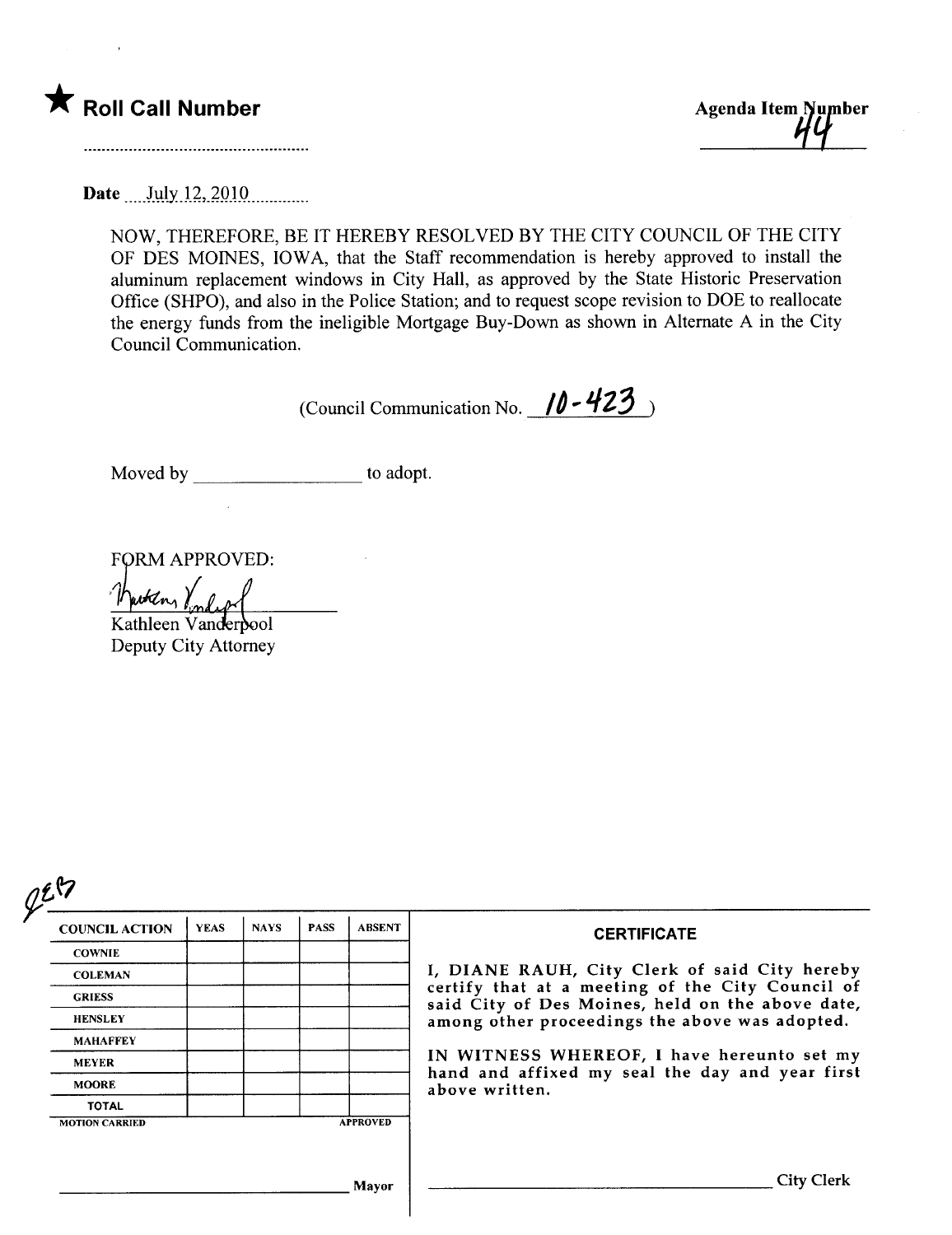★ **Roll Call Number**

..................................................

**Agenda Item Number**

44

**Date** July 12, 2010

NOW, THEREFORE, BE IT HEREBY RESOLVED BY THE CITY COUNCIL OF THE CITY OF DES MOINES, IOWA, that the Staff recommendation is hereby approved to install the aluminum replacement windows in City Hall, as approved by the State Historic Preservation Office (SHPO), and also in the Police Station; and to request scope revision to DOE to reallocate the energy funds from the ineligible Mortgage Buy-Down as shown in Alternate A in the City Council Communication.

(Council Communication No. 10-423)

Moved by ________________ to adopt.

FORM APPROVED:

Kathleen Vanderpool
Deputy City Attorney

| COUNCIL ACTION | YEAS | NAYS | PASS | ABSENT |
|---|---|---|---|---|
| COWNIE | | | | |
| COLEMAN | | | | |
| GRIESS | | | | |
| HENSLEY | | | | |
| MAHAFFEY | | | | |
| MEYER | | | | |
| MOORE | | | | |
| TOTAL | | | | |

MOTION CARRIED APPROVED

________________________________ Mayor

**CERTIFICATE**

I, DIANE RAUH, City Clerk of said City hereby certify that at a meeting of the City Council of said City of Des Moines, held on the above date, among other proceedings the above was adopted.

IN WITNESS WHEREOF, I have hereunto set my hand and affixed my seal the day and year first above written.

________________________________ City Clerk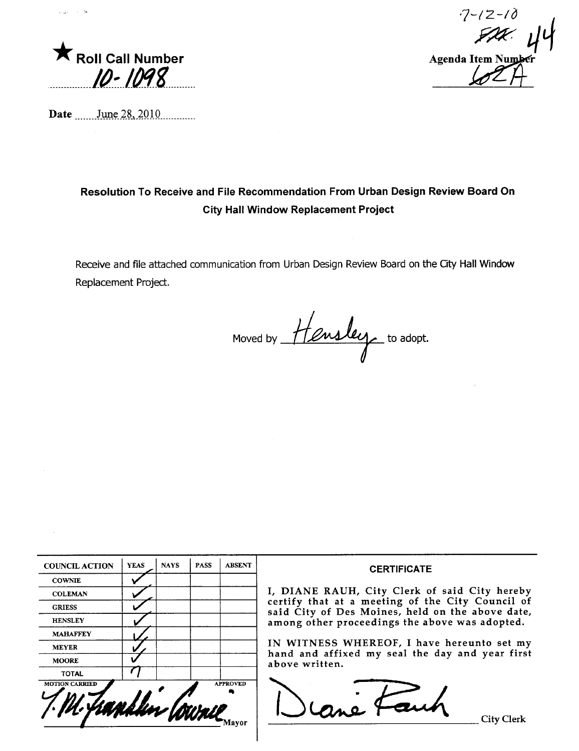★ **Roll Call Number**

10-1098

**Date** June 28, 2010

7-12-10

~~FAX~~ 44

**Agenda Item Number**

62A

### Resolution To Receive and File Recommendation From Urban Design Review Board On City Hall Window Replacement Project

Receive and file attached communication from Urban Design Review Board on the City Hall Window Replacement Project.

Moved by Hensley to adopt.

| COUNCIL ACTION | YEAS | NAYS | PASS | ABSENT |
|---|---|---|---|---|
| COWNIE | ✓ | | | |
| COLEMAN | ✓ | | | |
| GRIESS | ✓ | | | |
| HENSLEY | ✓ | | | |
| MAHAFFEY | ✓ | | | |
| MEYER | ✓ | | | |
| MOORE | ✓ | | | |
| TOTAL | 7 | | | |

MOTION CARRIED APPROVED

T.M. Franklin Cownie

Mayor

**CERTIFICATE**

I, DIANE RAUH, City Clerk of said City hereby certify that at a meeting of the City Council of said City of Des Moines, held on the above date, among other proceedings the above was adopted.

IN WITNESS WHEREOF, I have hereunto set my hand and affixed my seal the day and year first above written.

Diane Rauh

City Clerk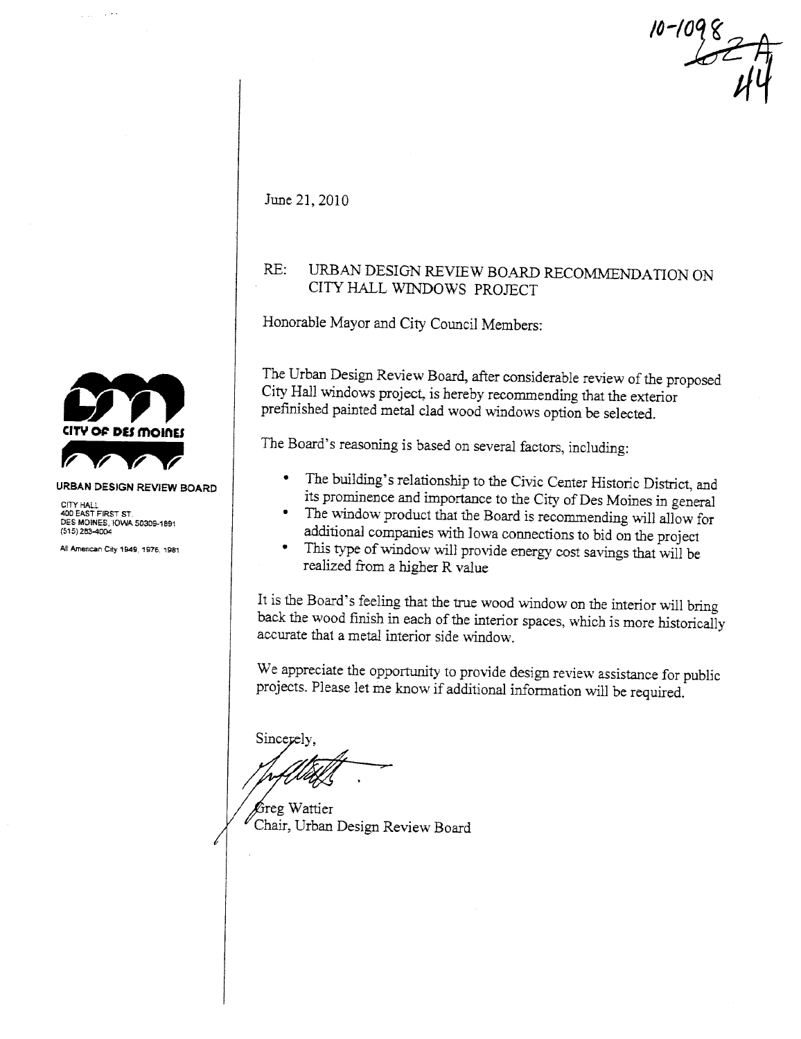10-1098
44

CITY OF DES MOINES

**URBAN DESIGN REVIEW BOARD**

CITY HALL
400 EAST FIRST ST.
DES MOINES, IOWA 50309-1891
(515) 283-4004

All American City 1949, 1976, 1981

June 21, 2010

RE: URBAN DESIGN REVIEW BOARD RECOMMENDATION ON CITY HALL WINDOWS PROJECT

Honorable Mayor and City Council Members:

The Urban Design Review Board, after considerable review of the proposed City Hall windows project, is hereby recommending that the exterior prefinished painted metal clad wood windows option be selected.

The Board's reasoning is based on several factors, including:

- The building's relationship to the Civic Center Historic District, and its prominence and importance to the City of Des Moines in general
- The window product that the Board is recommending will allow for additional companies with Iowa connections to bid on the project
- This type of window will provide energy cost savings that will be realized from a higher R value

It is the Board's feeling that the true wood window on the interior will bring back the wood finish in each of the interior spaces, which is more historically accurate that a metal interior side window.

We appreciate the opportunity to provide design review assistance for public projects. Please let me know if additional information will be required.

Sincerely,

Greg Wattier
Chair, Urban Design Review Board